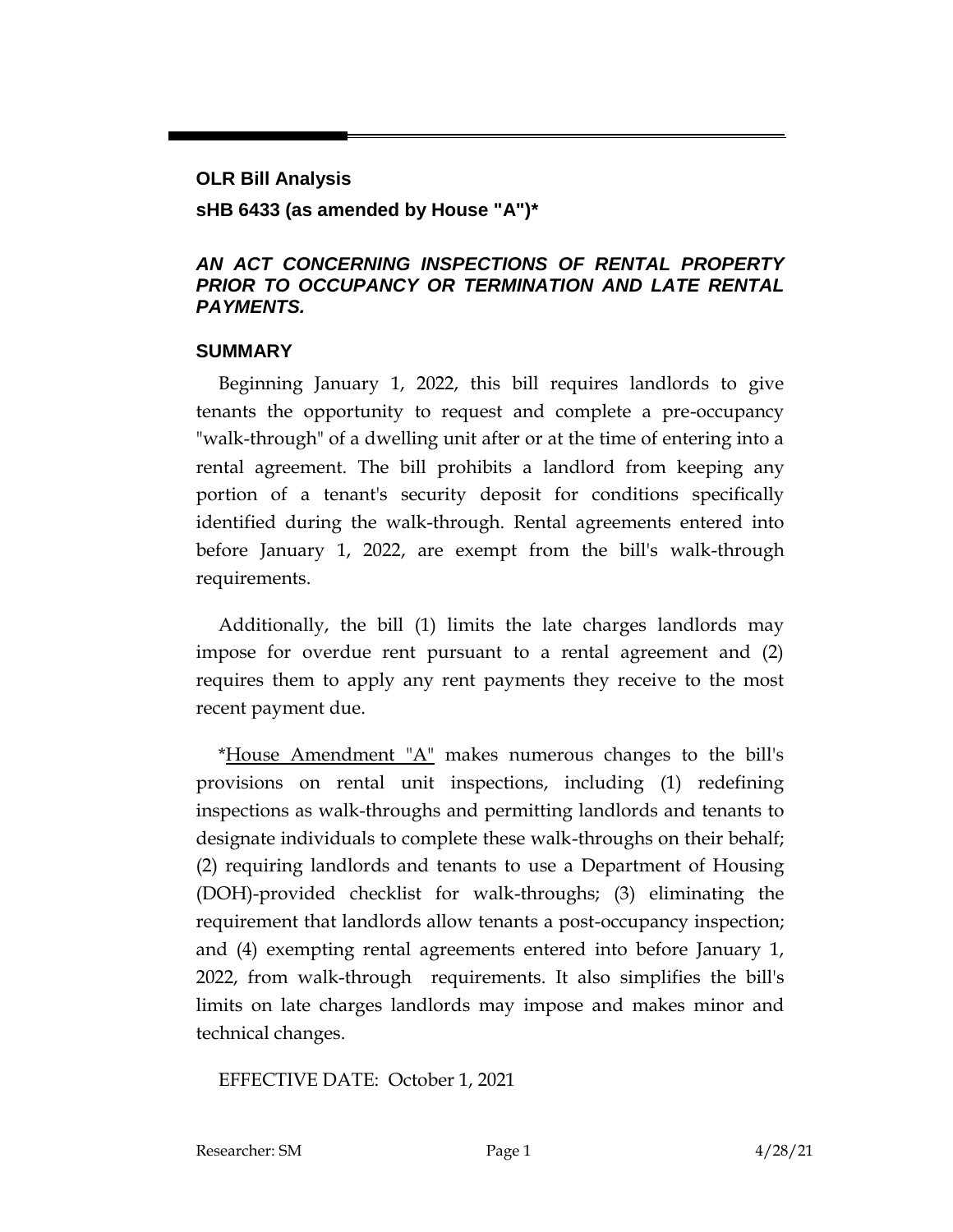**OLR Bill Analysis**

**sHB 6433 (as amended by House "A")***

***AN ACT CONCERNING INSPECTIONS OF RENTAL PROPERTY PRIOR TO OCCUPANCY OR TERMINATION AND LATE RENTAL PAYMENTS.***

## SUMMARY

Beginning January 1, 2022, this bill requires landlords to give tenants the opportunity to request and complete a pre-occupancy "walk-through" of a dwelling unit after or at the time of entering into a rental agreement. The bill prohibits a landlord from keeping any portion of a tenant's security deposit for conditions specifically identified during the walk-through. Rental agreements entered into before January 1, 2022, are exempt from the bill's walk-through requirements.

Additionally, the bill (1) limits the late charges landlords may impose for overdue rent pursuant to a rental agreement and (2) requires them to apply any rent payments they receive to the most recent payment due.

*House Amendment "A" makes numerous changes to the bill's provisions on rental unit inspections, including (1) redefining inspections as walk-throughs and permitting landlords and tenants to designate individuals to complete these walk-throughs on their behalf; (2) requiring landlords and tenants to use a Department of Housing (DOH)-provided checklist for walk-throughs; (3) eliminating the requirement that landlords allow tenants a post-occupancy inspection; and (4) exempting rental agreements entered into before January 1, 2022, from walk-through requirements. It also simplifies the bill's limits on late charges landlords may impose and makes minor and technical changes.

EFFECTIVE DATE: October 1, 2021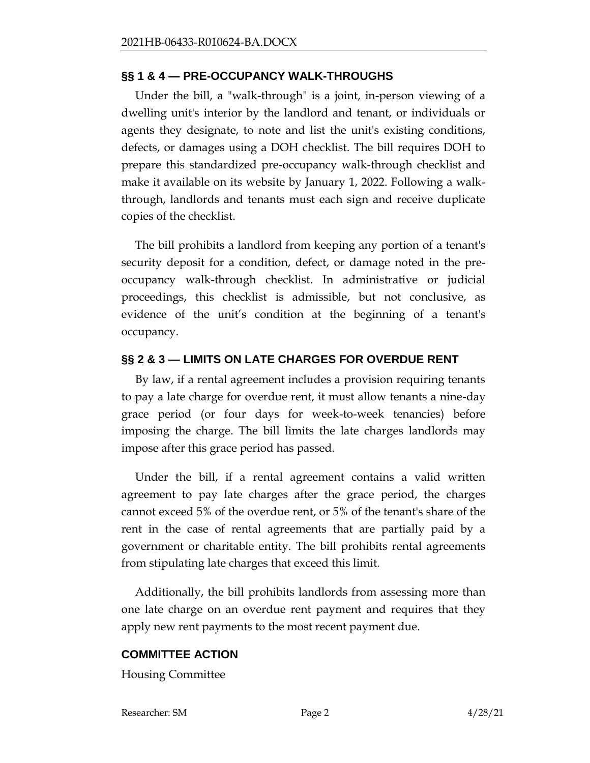## §§ 1 & 4 — PRE-OCCUPANCY WALK-THROUGHS

Under the bill, a "walk-through" is a joint, in-person viewing of a dwelling unit's interior by the landlord and tenant, or individuals or agents they designate, to note and list the unit's existing conditions, defects, or damages using a DOH checklist. The bill requires DOH to prepare this standardized pre-occupancy walk-through checklist and make it available on its website by January 1, 2022. Following a walk-through, landlords and tenants must each sign and receive duplicate copies of the checklist.

The bill prohibits a landlord from keeping any portion of a tenant's security deposit for a condition, defect, or damage noted in the pre-occupancy walk-through checklist. In administrative or judicial proceedings, this checklist is admissible, but not conclusive, as evidence of the unit's condition at the beginning of a tenant's occupancy.

## §§ 2 & 3 — LIMITS ON LATE CHARGES FOR OVERDUE RENT

By law, if a rental agreement includes a provision requiring tenants to pay a late charge for overdue rent, it must allow tenants a nine-day grace period (or four days for week-to-week tenancies) before imposing the charge. The bill limits the late charges landlords may impose after this grace period has passed.

Under the bill, if a rental agreement contains a valid written agreement to pay late charges after the grace period, the charges cannot exceed 5% of the overdue rent, or 5% of the tenant's share of the rent in the case of rental agreements that are partially paid by a government or charitable entity. The bill prohibits rental agreements from stipulating late charges that exceed this limit.

Additionally, the bill prohibits landlords from assessing more than one late charge on an overdue rent payment and requires that they apply new rent payments to the most recent payment due.

## COMMITTEE ACTION

Housing Committee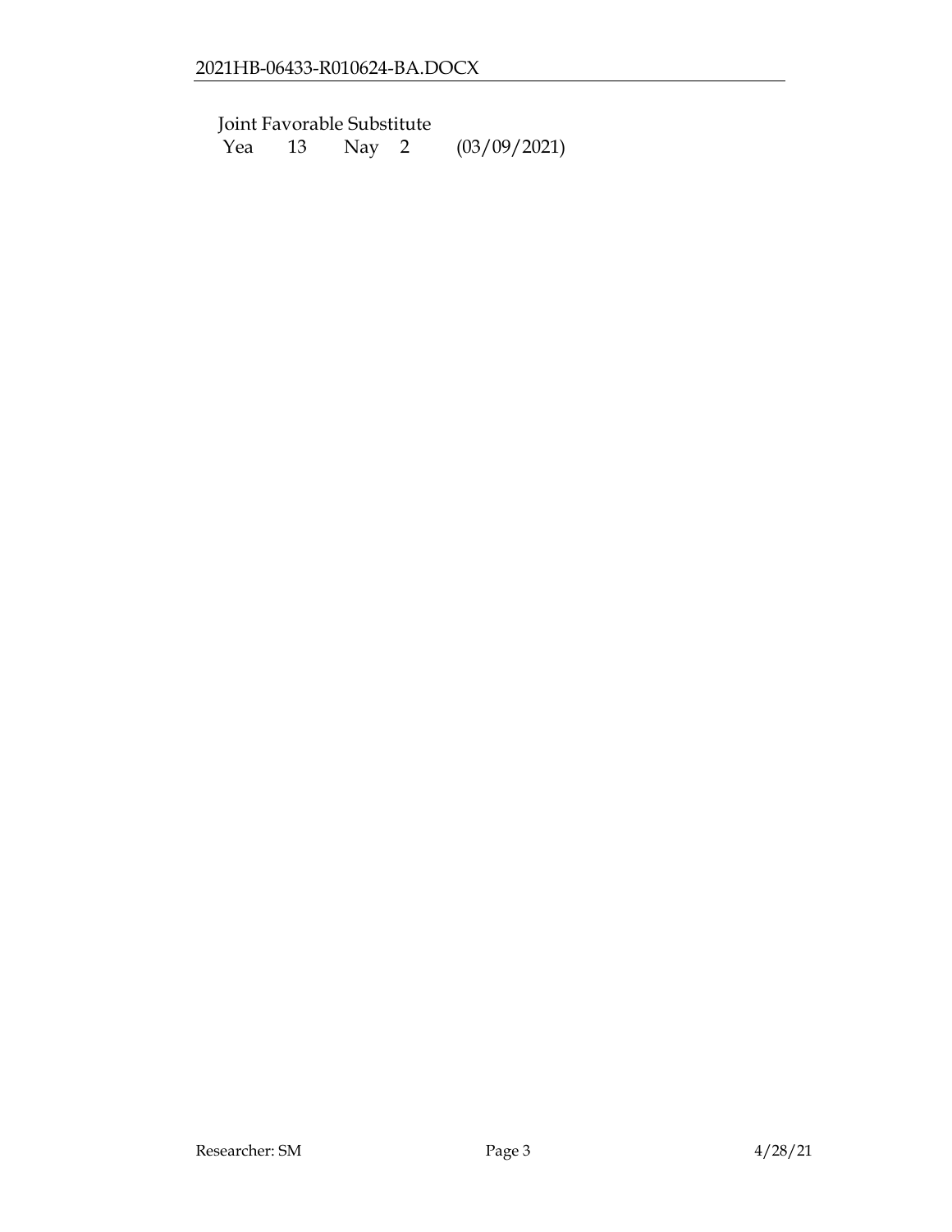Joint Favorable Substitute

| | | | | |
|---|---|---|---|---|
| Yea | 13 | Nay | 2 | (03/09/2021) |